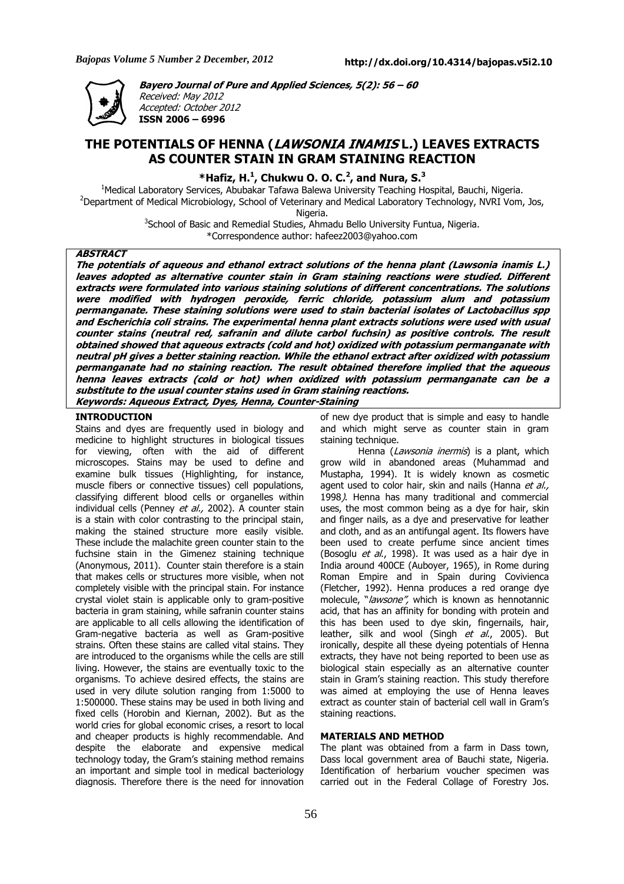**Bayero Journal of Pure and Applied Sciences, 5(2): 56 – 60**
Received: May 2012
Accepted: October 2012
**ISSN 2006 – 6996**

# THE POTENTIALS OF HENNA (*LAWSONIA INAMIS* L.) LEAVES EXTRACTS AS COUNTER STAIN IN GRAM STAINING REACTION

**\*Hafiz, H.[1], Chukwu O. O. C.[2], and Nura, S.[3]**

[1]Medical Laboratory Services, Abubakar Tafawa Balewa University Teaching Hospital, Bauchi, Nigeria.
[2]Department of Medical Microbiology, School of Veterinary and Medical Laboratory Technology, NVRI Vom, Jos, Nigeria.
[3]School of Basic and Remedial Studies, Ahmadu Bello University Funtua, Nigeria.
\*Correspondence author: hafeez2003@yahoo.com

## ABSTRACT

***The potentials of aqueous and ethanol extract solutions of the henna plant (Lawsonia inamis L.) leaves adopted as alternative counter stain in Gram staining reactions were studied. Different extracts were formulated into various staining solutions of different concentrations. The solutions were modified with hydrogen peroxide, ferric chloride, potassium alum and potassium permanganate. These staining solutions were used to stain bacterial isolates of Lactobacillus spp and Escherichia coli strains. The experimental henna plant extracts solutions were used with usual counter stains (neutral red, safranin and dilute carbol fuchsin) as positive controls. The result obtained showed that aqueous extracts (cold and hot) oxidized with potassium permanganate with neutral pH gives a better staining reaction. While the ethanol extract after oxidized with potassium permanganate had no staining reaction. The result obtained therefore implied that the aqueous henna leaves extracts (cold or hot) when oxidized with potassium permanganate can be a substitute to the usual counter stains used in Gram staining reactions.***

***Keywords: Aqueous Extract, Dyes, Henna, Counter-Staining***

## INTRODUCTION

Stains and dyes are frequently used in biology and medicine to highlight structures in biological tissues for viewing, often with the aid of different microscopes. Stains may be used to define and examine bulk tissues (Highlighting, for instance, muscle fibers or connective tissues) cell populations, classifying different blood cells or organelles within individual cells (Penney *et al.,* 2002). A counter stain is a stain with color contrasting to the principal stain, making the stained structure more easily visible. These include the malachite green counter stain to the fuchsine stain in the Gimenez staining technique (Anonymous, 2011). Counter stain therefore is a stain that makes cells or structures more visible, when not completely visible with the principal stain. For instance crystal violet stain is applicable only to gram-positive bacteria in gram staining, while safranin counter stains are applicable to all cells allowing the identification of Gram-negative bacteria as well as Gram-positive strains. Often these stains are called vital stains. They are introduced to the organisms while the cells are still living. However, the stains are eventually toxic to the organisms. To achieve desired effects, the stains are used in very dilute solution ranging from 1:5000 to 1:500000. These stains may be used in both living and fixed cells (Horobin and Kiernan, 2002). But as the world cries for global economic crises, a resort to local and cheaper products is highly recommendable. And despite the elaborate and expensive medical technology today, the Gram's staining method remains an important and simple tool in medical bacteriology diagnosis. Therefore there is the need for innovation of new dye product that is simple and easy to handle and which might serve as counter stain in gram staining technique.

Henna (*Lawsonia inermis*) is a plant, which grow wild in abandoned areas (Muhammad and Mustapha, 1994). It is widely known as cosmetic agent used to color hair, skin and nails (Hanna *et al.,* 1998). Henna has many traditional and commercial uses, the most common being as a dye for hair, skin and finger nails, as a dye and preservative for leather and cloth, and as an antifungal agent. Its flowers have been used to create perfume since ancient times (Bosoglu *et al.*, 1998). It was used as a hair dye in India around 400CE (Auboyer, 1965), in Rome during Roman Empire and in Spain during Covivienca (Fletcher, 1992). Henna produces a red orange dye molecule, "*lawsone*", which is known as hennotannic acid, that has an affinity for bonding with protein and this has been used to dye skin, fingernails, hair, leather, silk and wool (Singh *et al.*, 2005). But ironically, despite all these dyeing potentials of Henna extracts, they have not being reported to been use as biological stain especially as an alternative counter stain in Gram's staining reaction. This study therefore was aimed at employing the use of Henna leaves extract as counter stain of bacterial cell wall in Gram's staining reactions.

## MATERIALS AND METHOD

The plant was obtained from a farm in Dass town, Dass local government area of Bauchi state, Nigeria. Identification of herbarium voucher specimen was carried out in the Federal Collage of Forestry Jos.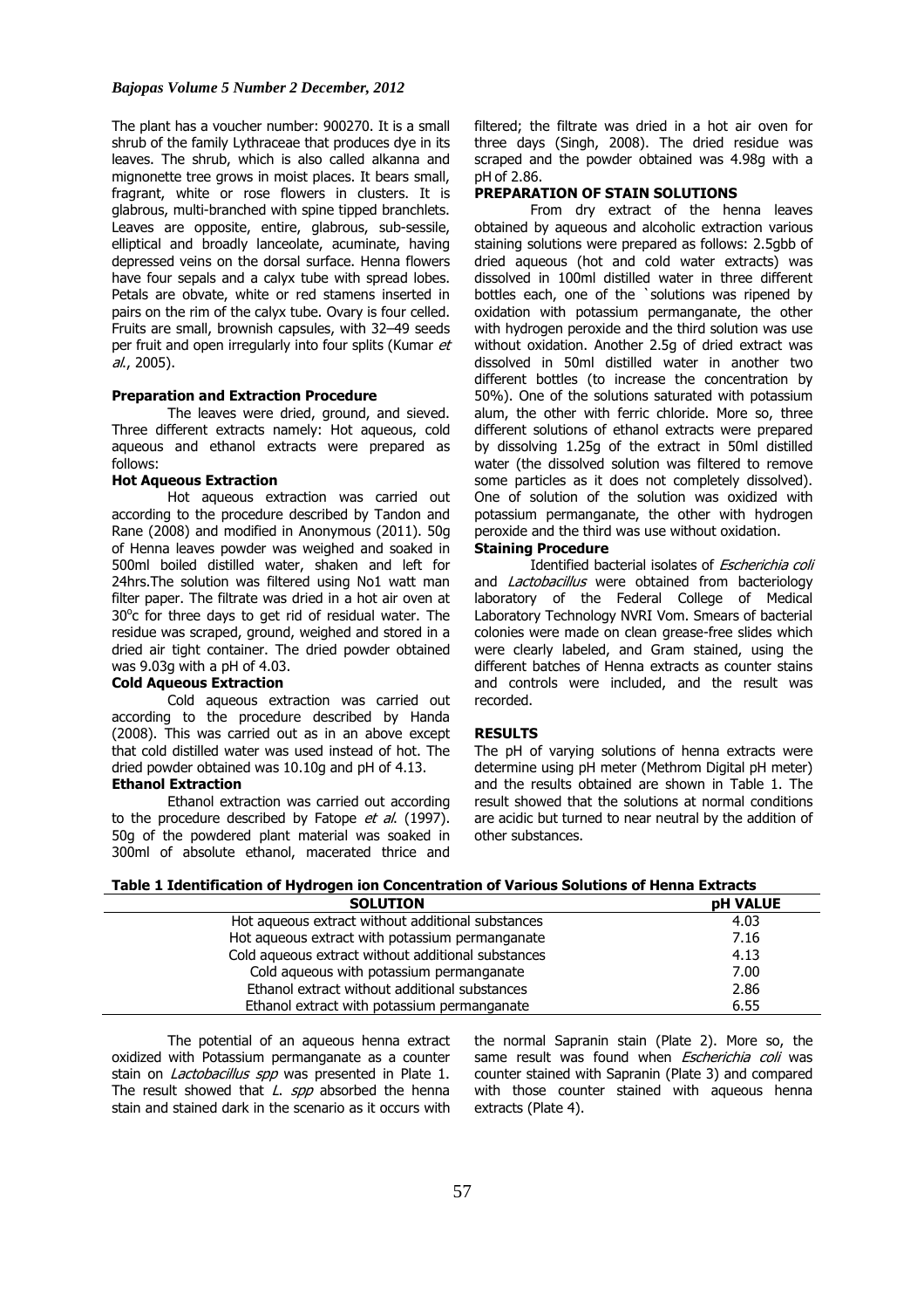The plant has a voucher number: 900270. It is a small shrub of the family Lythraceae that produces dye in its leaves. The shrub, which is also called alkanna and mignonette tree grows in moist places. It bears small, fragrant, white or rose flowers in clusters. It is glabrous, multi-branched with spine tipped branchlets. Leaves are opposite, entire, glabrous, sub-sessile, elliptical and broadly lanceolate, acuminate, having depressed veins on the dorsal surface. Henna flowers have four sepals and a calyx tube with spread lobes. Petals are obovate, white or red stamens inserted in pairs on the rim of the calyx tube. Ovary is four celled. Fruits are small, brownish capsules, with 32–49 seeds per fruit and open irregularly into four splits (Kumar *et al*., 2005).

### Preparation and Extraction Procedure

The leaves were dried, ground, and sieved. Three different extracts namely: Hot aqueous, cold aqueous and ethanol extracts were prepared as follows:

#### Hot Aqueous Extraction

Hot aqueous extraction was carried out according to the procedure described by Tandon and Rane (2008) and modified in Anonymous (2011). 50g of Henna leaves powder was weighed and soaked in 500ml boiled distilled water, shaken and left for 24hrs.The solution was filtered using No1 watt man filter paper. The filtrate was dried in a hot air oven at 30°c for three days to get rid of residual water. The residue was scraped, ground, weighed and stored in a dried air tight container. The dried powder obtained was 9.03g with a pH of 4.03.

#### Cold Aqueous Extraction

Cold aqueous extraction was carried out according to the procedure described by Handa (2008). This was carried out as in an above except that cold distilled water was used instead of hot. The dried powder obtained was 10.10g and pH of 4.13.

#### Ethanol Extraction

Ethanol extraction was carried out according to the procedure described by Fatope *et al*. (1997). 50g of the powdered plant material was soaked in 300ml of absolute ethanol, macerated thrice and filtered; the filtrate was dried in a hot air oven for three days (Singh, 2008). The dried residue was scraped and the powder obtained was 4.98g with a pH of 2.86.

### PREPARATION OF STAIN SOLUTIONS

From dry extract of the henna leaves obtained by aqueous and alcoholic extraction various staining solutions were prepared as follows: 2.5gbb of dried aqueous (hot and cold water extracts) was dissolved in 100ml distilled water in three different bottles each, one of the `solutions was ripened by oxidation with potassium permanganate, the other with hydrogen peroxide and the third solution was use without oxidation. Another 2.5g of dried extract was dissolved in 50ml distilled water in another two different bottles (to increase the concentration by 50%). One of the solutions saturated with potassium alum, the other with ferric chloride. More so, three different solutions of ethanol extracts were prepared by dissolving 1.25g of the extract in 50ml distilled water (the dissolved solution was filtered to remove some particles as it does not completely dissolved). One of solution of the solution was oxidized with potassium permanganate, the other with hydrogen peroxide and the third was use without oxidation.

#### Staining Procedure

Identified bacterial isolates of *Escherichia coli* and *Lactobacillus* were obtained from bacteriology laboratory of the Federal College of Medical Laboratory Technology NVRI Vom. Smears of bacterial colonies were made on clean grease-free slides which were clearly labeled, and Gram stained, using the different batches of Henna extracts as counter stains and controls were included, and the result was recorded.

## RESULTS

The pH of varying solutions of henna extracts were determine using pH meter (Methrom Digital pH meter) and the results obtained are shown in Table 1. The result showed that the solutions at normal conditions are acidic but turned to near neutral by the addition of other substances.

**Table 1 Identification of Hydrogen ion Concentration of Various Solutions of Henna Extracts**

| SOLUTION | pH VALUE |
|---|---|
| Hot aqueous extract without additional substances | 4.03 |
| Hot aqueous extract with potassium permanganate | 7.16 |
| Cold aqueous extract without additional substances | 4.13 |
| Cold aqueous with potassium permanganate | 7.00 |
| Ethanol extract without additional substances | 2.86 |
| Ethanol extract with potassium permanganate | 6.55 |

The potential of an aqueous henna extract oxidized with Potassium permanganate as a counter stain on *Lactobacillus spp* was presented in Plate 1. The result showed that *L. spp* absorbed the henna stain and stained dark in the scenario as it occurs with the normal Sapranin stain (Plate 2). More so, the same result was found when *Escherichia coli* was counter stained with Sapranin (Plate 3) and compared with those counter stained with aqueous henna extracts (Plate 4).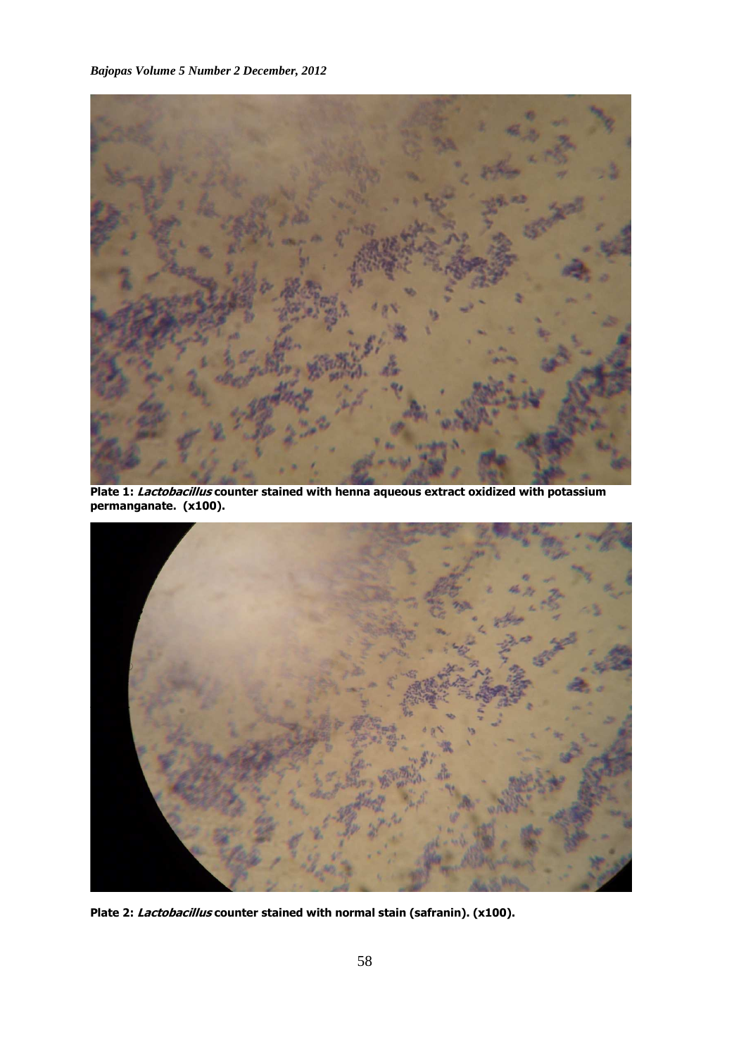**Plate 1:** ***Lactobacillus*** **counter stained with henna aqueous extract oxidized with potassium permanganate. (x100).**

**Plate 2:** ***Lactobacillus*** **counter stained with normal stain (safranin). (x100).**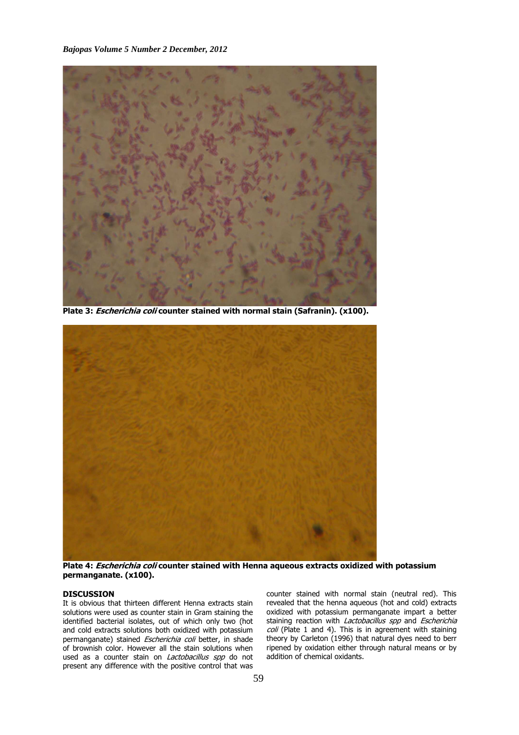**Plate 3:** ***Escherichia coli*** **counter stained with normal stain (Safranin). (x100).**

**Plate 4:** ***Escherichia coli*** **counter stained with Henna aqueous extracts oxidized with potassium permanganate. (x100).**

## DISCUSSION

It is obvious that thirteen different Henna extracts stain solutions were used as counter stain in Gram staining the identified bacterial isolates, out of which only two (hot and cold extracts solutions both oxidized with potassium permanganate) stained *Escherichia coli* better, in shade of brownish color. However all the stain solutions when used as a counter stain on *Lactobacillus spp* do not present any difference with the positive control that was counter stained with normal stain (neutral red). This revealed that the henna aqueous (hot and cold) extracts oxidized with potassium permanganate impart a better staining reaction with *Lactobacillus spp* and *Escherichia coli* (Plate 1 and 4). This is in agreement with staining theory by Carleton (1996) that natural dyes need to berr ripened by oxidation either through natural means or by addition of chemical oxidants.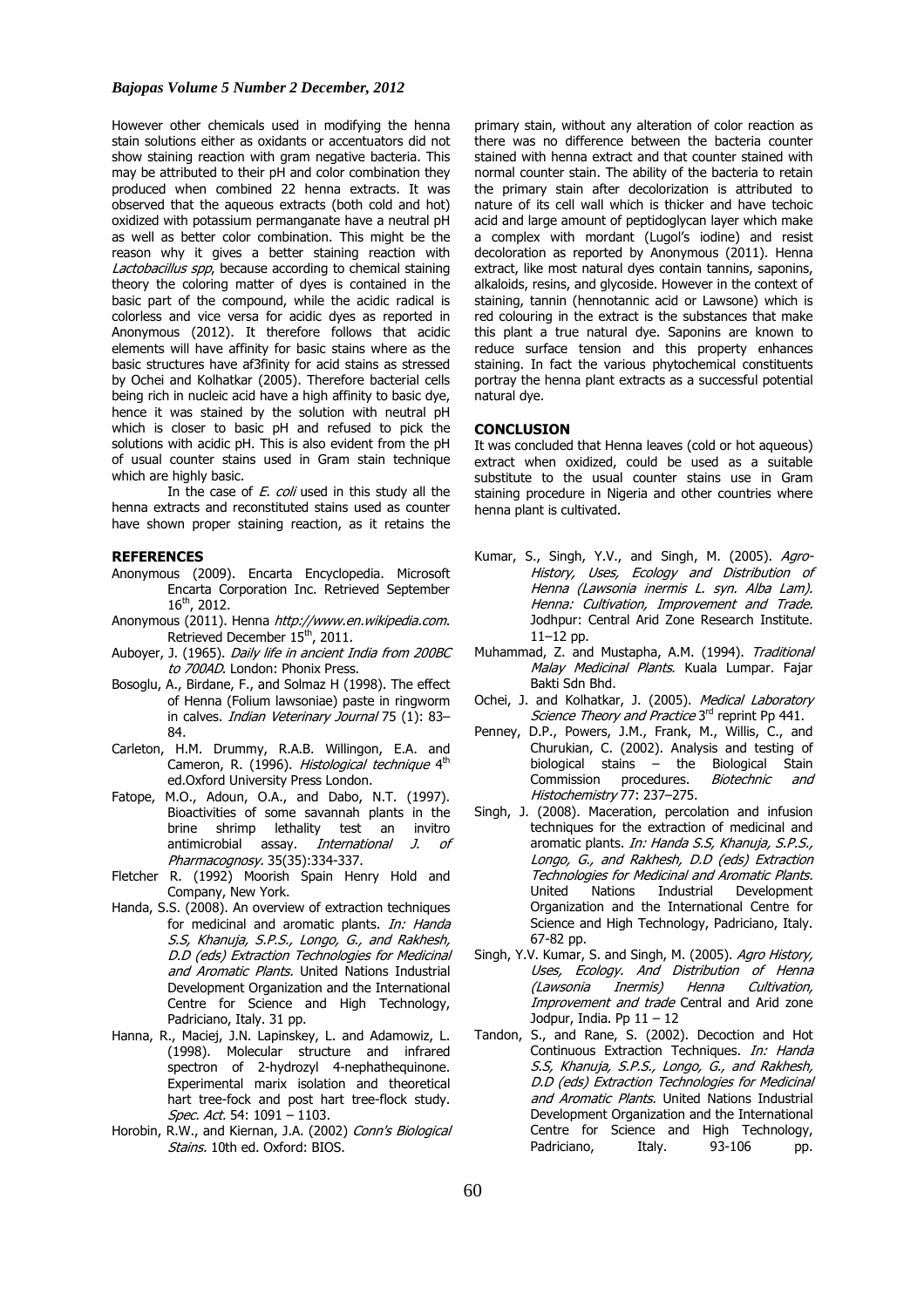However other chemicals used in modifying the henna stain solutions either as oxidants or accentuators did not show staining reaction with gram negative bacteria. This may be attributed to their pH and color combination they produced when combined 22 henna extracts. It was observed that the aqueous extracts (both cold and hot) oxidized with potassium permanganate have a neutral pH as well as better color combination. This might be the reason why it gives a better staining reaction with *Lactobacillus spp*, because according to chemical staining theory the coloring matter of dyes is contained in the basic part of the compound, while the acidic radical is colorless and vice versa for acidic dyes as reported in Anonymous (2012). It therefore follows that acidic elements will have affinity for basic stains where as the basic structures have af3finity for acid stains as stressed by Ochei and Kolhatkar (2005). Therefore bacterial cells being rich in nucleic acid have a high affinity to basic dye, hence it was stained by the solution with neutral pH which is closer to basic pH and refused to pick the solutions with acidic pH. This is also evident from the pH of usual counter stains used in Gram stain technique which are highly basic.

In the case of *E. coli* used in this study all the henna extracts and reconstituted stains used as counter have shown proper staining reaction, as it retains the primary stain, without any alteration of color reaction as there was no difference between the bacteria counter stained with henna extract and that counter stained with normal counter stain. The ability of the bacteria to retain the primary stain after decolorization is attributed to nature of its cell wall which is thicker and have techoic acid and large amount of peptidoglycan layer which make a complex with mordant (Lugol's iodine) and resist decoloration as reported by Anonymous (2011). Henna extract, like most natural dyes contain tannins, saponins, alkaloids, resins, and glycoside. However in the context of staining, tannin (hennotannic acid or Lawsone) which is red colouring in the extract is the substances that make this plant a true natural dye. Saponins are known to reduce surface tension and this property enhances staining. In fact the various phytochemical constituents portray the henna plant extracts as a successful potential natural dye.

## CONCLUSION

It was concluded that Henna leaves (cold or hot aqueous) extract when oxidized, could be used as a suitable substitute to the usual counter stains use in Gram staining procedure in Nigeria and other countries where henna plant is cultivated.

## REFERENCES

Anonymous (2009). Encarta Encyclopedia. Microsoft Encarta Corporation Inc. Retrieved September 16th, 2012.

Anonymous (2011). Henna *http://www.en.wikipedia.com*. Retrieved December 15th, 2011.

Auboyer, J. (1965). *Daily life in ancient India from 200BC to 700AD*. London: Phonix Press.

Bosoglu, A., Birdane, F., and Solmaz H (1998). The effect of Henna (Folium lawsoniae) paste in ringworm in calves. *Indian Veterinary Journal* 75 (1): 83–84.

Carleton, H.M. Drummy, R.A.B. Willingon, E.A. and Cameron, R. (1996). *Histological technique* 4th ed.Oxford University Press London.

Fatope, M.O., Adoun, O.A., and Dabo, N.T. (1997). Bioactivities of some savannah plants in the brine shrimp lethality test an invitro antimicrobial assay. *International J. of Pharmacognosy.* 35(35):334-337.

Fletcher R. (1992) Moorish Spain Henry Hold and Company, New York.

Handa, S.S. (2008). An overview of extraction techniques for medicinal and aromatic plants. *In: Handa S.S, Khanuja, S.P.S., Longo, G., and Rakhesh, D.D (eds) Extraction Technologies for Medicinal and Aromatic Plants.* United Nations Industrial Development Organization and the International Centre for Science and High Technology, Padriciano, Italy. 31 pp.

Hanna, R., Maciej, J.N. Lapinskey, L. and Adamowiz, L. (1998). Molecular structure and infrared spectron of 2-hydrozyl 4-nephathequinone. Experimental marix isolation and theoretical hart tree-fock and post hart tree-flock study. *Spec. Act.* 54: 1091 – 1103.

Horobin, R.W., and Kiernan, J.A. (2002) *Conn's Biological Stains.* 10th ed. Oxford: BIOS.

Kumar, S., Singh, Y.V., and Singh, M. (2005). *Agro-History, Uses, Ecology and Distribution of Henna (Lawsonia inermis L. syn. Alba Lam). Henna: Cultivation, Improvement and Trade.* Jodhpur: Central Arid Zone Research Institute. 11–12 pp.

Muhammad, Z. and Mustapha, A.M. (1994). *Traditional Malay Medicinal Plants.* Kuala Lumpar. Fajar Bakti Sdn Bhd.

Ochei, J. and Kolhatkar, J. (2005). *Medical Laboratory Science Theory and Practice* 3rd reprint Pp 441.

Penney, D.P., Powers, J.M., Frank, M., Willis, C., and Churukian, C. (2002). Analysis and testing of biological stains – the Biological Stain Commission procedures. *Biotechnic and Histochemistry* 77: 237–275.

Singh, J. (2008). Maceration, percolation and infusion techniques for the extraction of medicinal and aromatic plants. *In: Handa S.S, Khanuja, S.P.S., Longo, G., and Rakhesh, D.D (eds) Extraction Technologies for Medicinal and Aromatic Plants.* United Nations Industrial Development Organization and the International Centre for Science and High Technology, Padriciano, Italy. 67-82 pp.

Singh, Y.V. Kumar, S. and Singh, M. (2005). *Agro History, Uses, Ecology. And Distribution of Henna (Lawsonia Inermis) Henna Cultivation, Improvement and trade* Central and Arid zone Jodpur, India. Pp 11 – 12

Tandon, S., and Rane, S. (2002). Decoction and Hot Continuous Extraction Techniques. *In: Handa S.S, Khanuja, S.P.S., Longo, G., and Rakhesh, D.D (eds) Extraction Technologies for Medicinal and Aromatic Plants.* United Nations Industrial Development Organization and the International Centre for Science and High Technology, Padriciano, Italy. 93-106 pp.